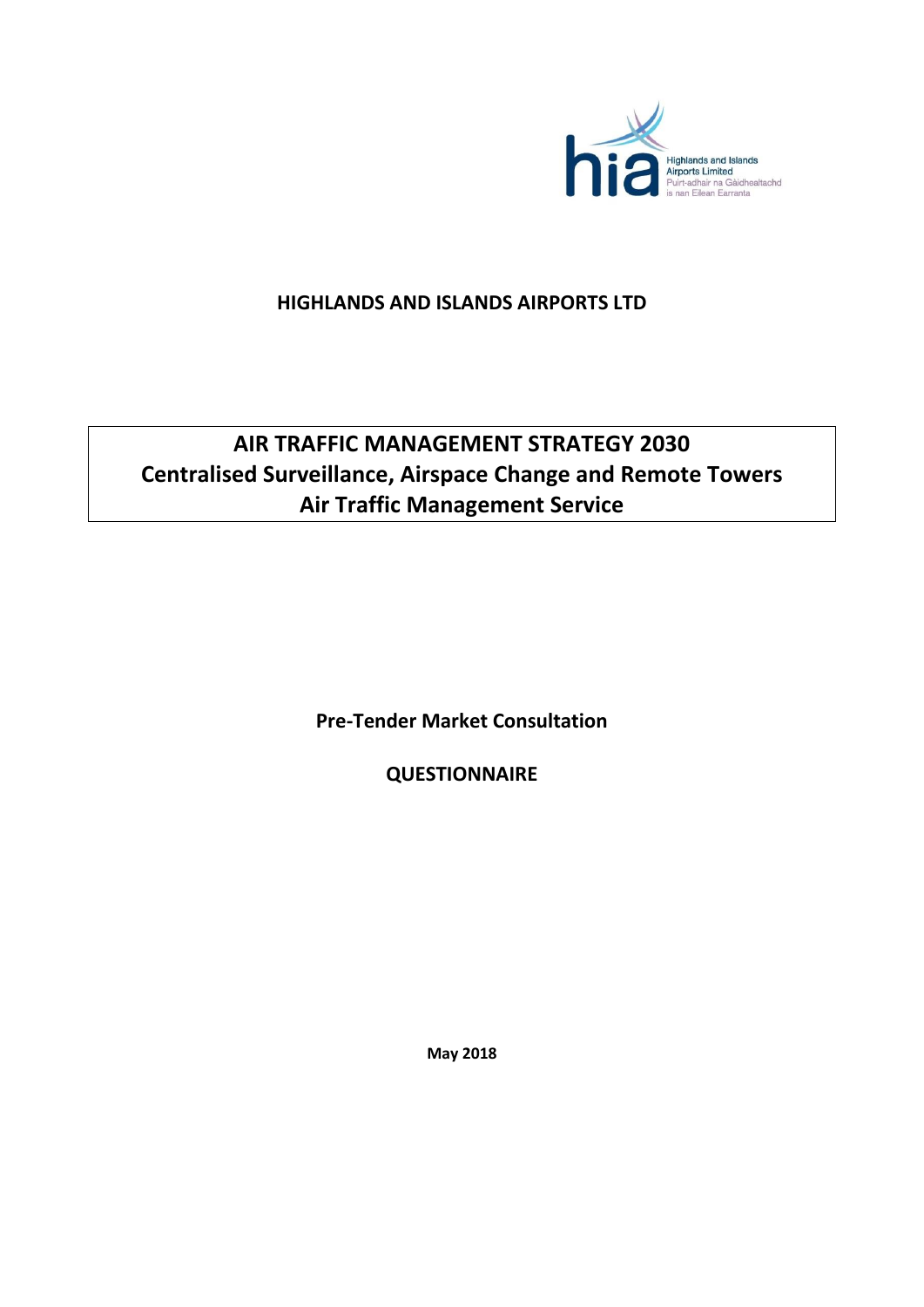Highlands and Islands Airports Limited
Puirt-adhair na Gàidhealtachd is nan Eilean Earranta

**HIGHLANDS AND ISLANDS AIRPORTS LTD**

# AIR TRAFFIC MANAGEMENT STRATEGY 2030
## Centralised Surveillance, Airspace Change and Remote Towers Air Traffic Management Service

**Pre-Tender Market Consultation**

**QUESTIONNAIRE**

**May 2018**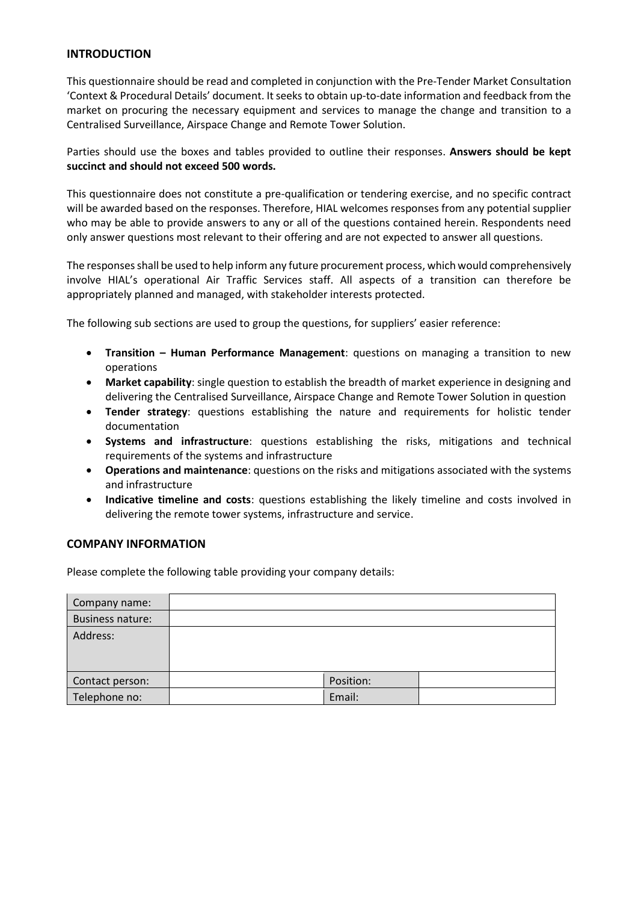## INTRODUCTION

This questionnaire should be read and completed in conjunction with the Pre-Tender Market Consultation 'Context & Procedural Details' document. It seeks to obtain up-to-date information and feedback from the market on procuring the necessary equipment and services to manage the change and transition to a Centralised Surveillance, Airspace Change and Remote Tower Solution.

Parties should use the boxes and tables provided to outline their responses. **Answers should be kept succinct and should not exceed 500 words.**

This questionnaire does not constitute a pre-qualification or tendering exercise, and no specific contract will be awarded based on the responses. Therefore, HIAL welcomes responses from any potential supplier who may be able to provide answers to any or all of the questions contained herein. Respondents need only answer questions most relevant to their offering and are not expected to answer all questions.

The responses shall be used to help inform any future procurement process, which would comprehensively involve HIAL's operational Air Traffic Services staff. All aspects of a transition can therefore be appropriately planned and managed, with stakeholder interests protected.

The following sub sections are used to group the questions, for suppliers' easier reference:

- **Transition – Human Performance Management**: questions on managing a transition to new operations
- **Market capability**: single question to establish the breadth of market experience in designing and delivering the Centralised Surveillance, Airspace Change and Remote Tower Solution in question
- **Tender strategy**: questions establishing the nature and requirements for holistic tender documentation
- **Systems and infrastructure**: questions establishing the risks, mitigations and technical requirements of the systems and infrastructure
- **Operations and maintenance**: questions on the risks and mitigations associated with the systems and infrastructure
- **Indicative timeline and costs**: questions establishing the likely timeline and costs involved in delivering the remote tower systems, infrastructure and service.

## COMPANY INFORMATION

Please complete the following table providing your company details:

| Company name: | | | |
|---|---|---|---|
| Business nature: | | | |
| Address: | | | |
| Contact person: | | Position: | |
| Telephone no: | | Email: | |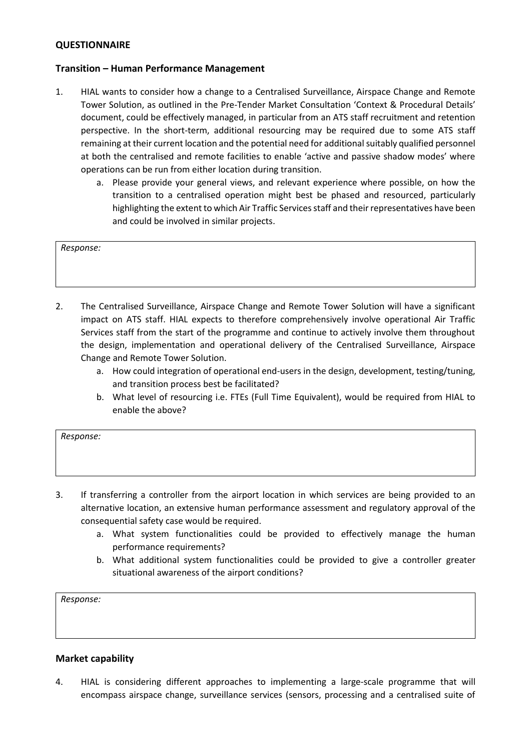**QUESTIONNAIRE**

**Transition – Human Performance Management**

1. HIAL wants to consider how a change to a Centralised Surveillance, Airspace Change and Remote Tower Solution, as outlined in the Pre-Tender Market Consultation 'Context & Procedural Details' document, could be effectively managed, in particular from an ATS staff recruitment and retention perspective. In the short-term, additional resourcing may be required due to some ATS staff remaining at their current location and the potential need for additional suitably qualified personnel at both the centralised and remote facilities to enable 'active and passive shadow modes' where operations can be run from either location during transition.
   a. Please provide your general views, and relevant experience where possible, on how the transition to a centralised operation might best be phased and resourced, particularly highlighting the extent to which Air Traffic Services staff and their representatives have been and could be involved in similar projects.

| *Response:* |
|---|
| |

2. The Centralised Surveillance, Airspace Change and Remote Tower Solution will have a significant impact on ATS staff. HIAL expects to therefore comprehensively involve operational Air Traffic Services staff from the start of the programme and continue to actively involve them throughout the design, implementation and operational delivery of the Centralised Surveillance, Airspace Change and Remote Tower Solution.
   a. How could integration of operational end-users in the design, development, testing/tuning, and transition process best be facilitated?
   b. What level of resourcing i.e. FTEs (Full Time Equivalent), would be required from HIAL to enable the above?

| *Response:* |
|---|
| |

3. If transferring a controller from the airport location in which services are being provided to an alternative location, an extensive human performance assessment and regulatory approval of the consequential safety case would be required.
   a. What system functionalities could be provided to effectively manage the human performance requirements?
   b. What additional system functionalities could be provided to give a controller greater situational awareness of the airport conditions?

| *Response:* |
|---|
| |

**Market capability**

4. HIAL is considering different approaches to implementing a large-scale programme that will encompass airspace change, surveillance services (sensors, processing and a centralised suite of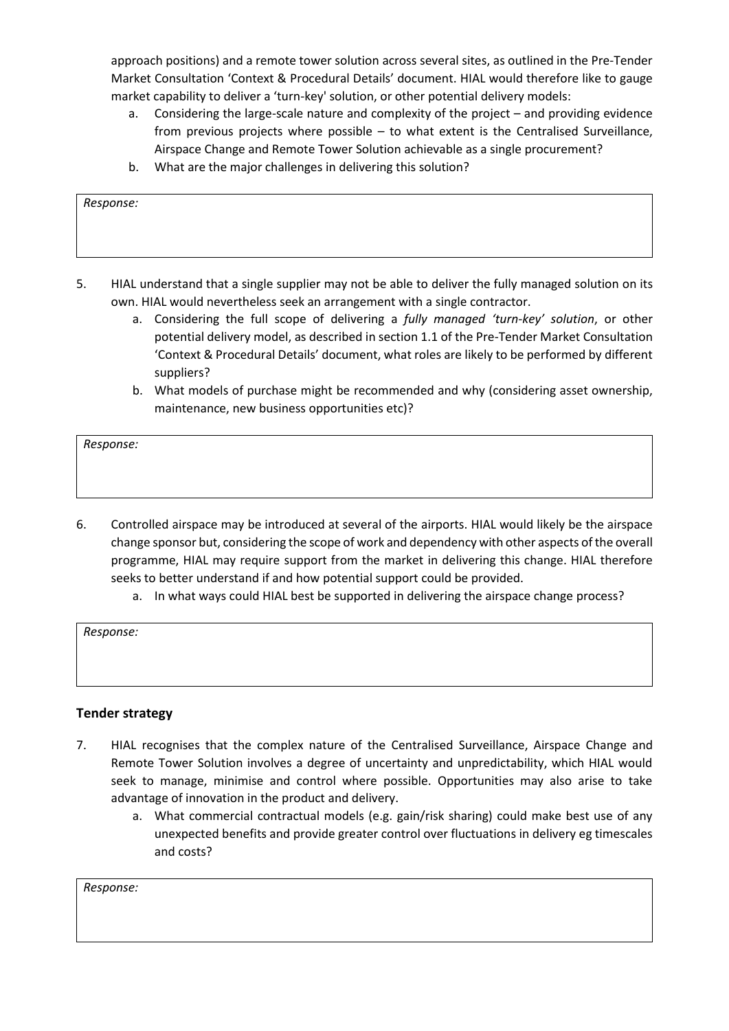approach positions) and a remote tower solution across several sites, as outlined in the Pre-Tender Market Consultation 'Context & Procedural Details' document. HIAL would therefore like to gauge market capability to deliver a 'turn-key' solution, or other potential delivery models:

   a. Considering the large-scale nature and complexity of the project – and providing evidence from previous projects where possible – to what extent is the Centralised Surveillance, Airspace Change and Remote Tower Solution achievable as a single procurement?
   b. What are the major challenges in delivering this solution?

| *Response:* |
| --- |
| |

5. HIAL understand that a single supplier may not be able to deliver the fully managed solution on its own. HIAL would nevertheless seek an arrangement with a single contractor.
   a. Considering the full scope of delivering a *fully managed 'turn-key' solution*, or other potential delivery model, as described in section 1.1 of the Pre-Tender Market Consultation 'Context & Procedural Details' document, what roles are likely to be performed by different suppliers?
   b. What models of purchase might be recommended and why (considering asset ownership, maintenance, new business opportunities etc)?

| *Response:* |
| --- |
| |

6. Controlled airspace may be introduced at several of the airports. HIAL would likely be the airspace change sponsor but, considering the scope of work and dependency with other aspects of the overall programme, HIAL may require support from the market in delivering this change. HIAL therefore seeks to better understand if and how potential support could be provided.
   a. In what ways could HIAL best be supported in delivering the airspace change process?

| *Response:* |
| --- |
| |

## Tender strategy

7. HIAL recognises that the complex nature of the Centralised Surveillance, Airspace Change and Remote Tower Solution involves a degree of uncertainty and unpredictability, which HIAL would seek to manage, minimise and control where possible. Opportunities may also arise to take advantage of innovation in the product and delivery.
   a. What commercial contractual models (e.g. gain/risk sharing) could make best use of any unexpected benefits and provide greater control over fluctuations in delivery eg timescales and costs?

| *Response:* |
| --- |
| |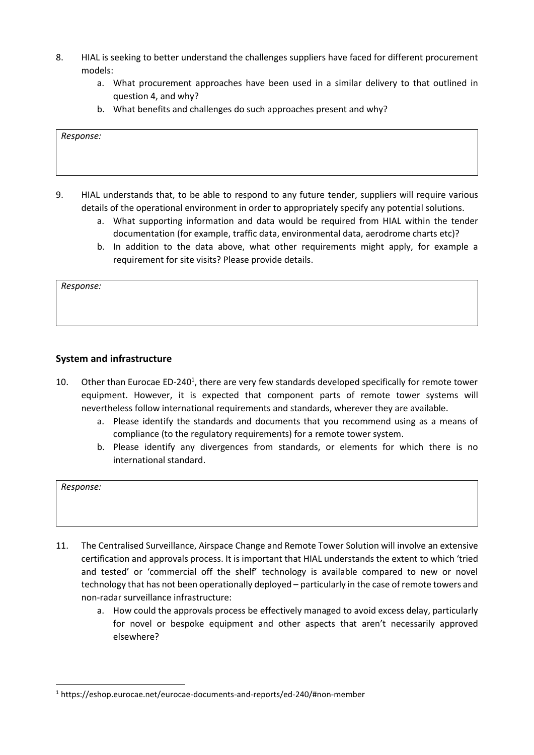8. HIAL is seeking to better understand the challenges suppliers have faced for different procurement models:
   a. What procurement approaches have been used in a similar delivery to that outlined in question 4, and why?
   b. What benefits and challenges do such approaches present and why?

| *Response:* |
| --- |
| |

9. HIAL understands that, to be able to respond to any future tender, suppliers will require various details of the operational environment in order to appropriately specify any potential solutions.
   a. What supporting information and data would be required from HIAL within the tender documentation (for example, traffic data, environmental data, aerodrome charts etc)?
   b. In addition to the data above, what other requirements might apply, for example a requirement for site visits? Please provide details.

| *Response:* |
| --- |
| |

### System and infrastructure

10. Other than Eurocae ED-240[1], there are very few standards developed specifically for remote tower equipment. However, it is expected that component parts of remote tower systems will nevertheless follow international requirements and standards, wherever they are available.
    a. Please identify the standards and documents that you recommend using as a means of compliance (to the regulatory requirements) for a remote tower system.
    b. Please identify any divergences from standards, or elements for which there is no international standard.

| *Response:* |
| --- |
| |

11. The Centralised Surveillance, Airspace Change and Remote Tower Solution will involve an extensive certification and approvals process. It is important that HIAL understands the extent to which 'tried and tested' or 'commercial off the shelf' technology is available compared to new or novel technology that has not been operationally deployed – particularly in the case of remote towers and non-radar surveillance infrastructure:
    a. How could the approvals process be effectively managed to avoid excess delay, particularly for novel or bespoke equipment and other aspects that aren't necessarily approved elsewhere?

[1] https://eshop.eurocae.net/eurocae-documents-and-reports/ed-240/#non-member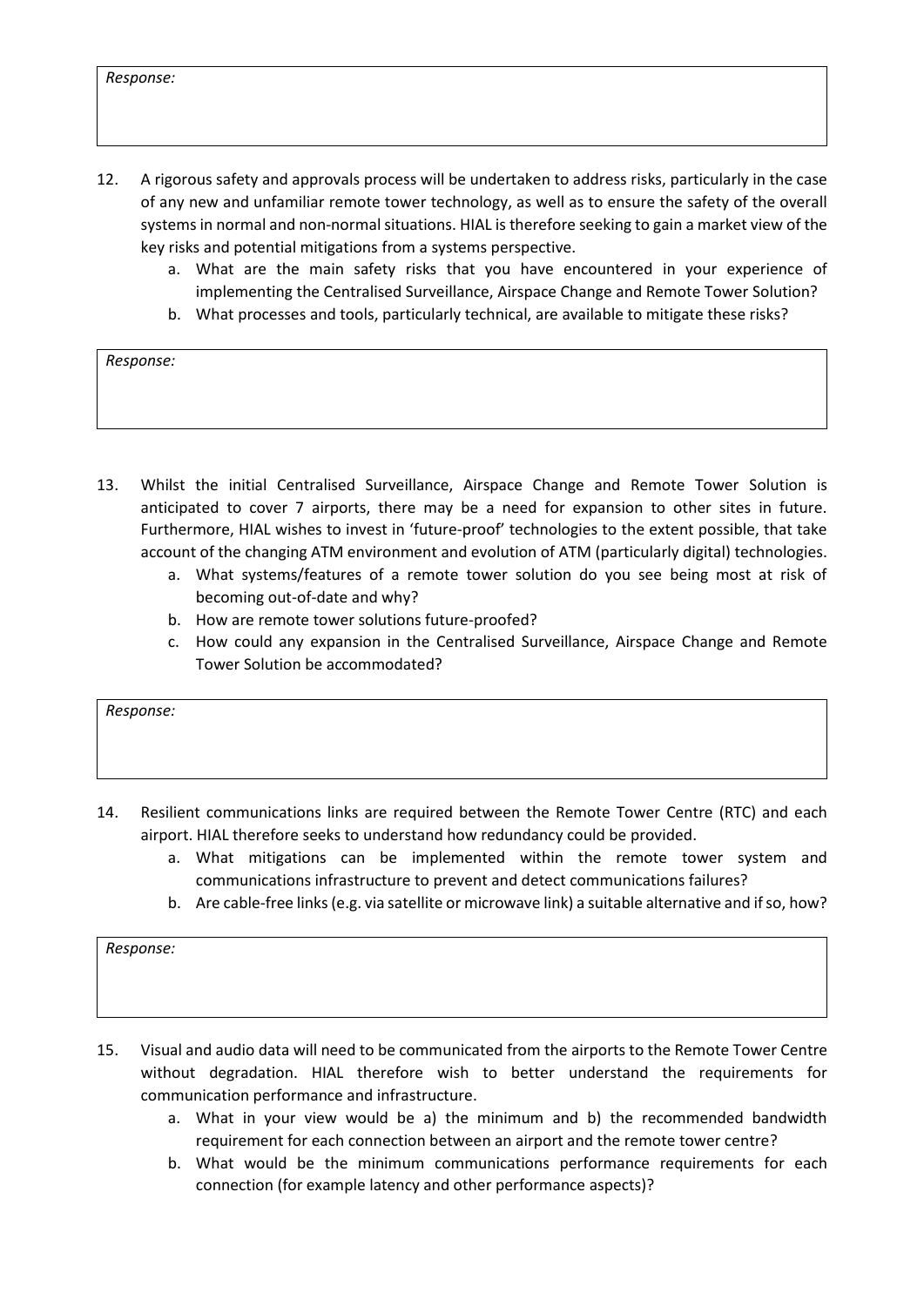*Response:*

12. A rigorous safety and approvals process will be undertaken to address risks, particularly in the case of any new and unfamiliar remote tower technology, as well as to ensure the safety of the overall systems in normal and non-normal situations. HIAL is therefore seeking to gain a market view of the key risks and potential mitigations from a systems perspective.
    a. What are the main safety risks that you have encountered in your experience of implementing the Centralised Surveillance, Airspace Change and Remote Tower Solution?
    b. What processes and tools, particularly technical, are available to mitigate these risks?

*Response:*

13. Whilst the initial Centralised Surveillance, Airspace Change and Remote Tower Solution is anticipated to cover 7 airports, there may be a need for expansion to other sites in future. Furthermore, HIAL wishes to invest in 'future-proof' technologies to the extent possible, that take account of the changing ATM environment and evolution of ATM (particularly digital) technologies.
    a. What systems/features of a remote tower solution do you see being most at risk of becoming out-of-date and why?
    b. How are remote tower solutions future-proofed?
    c. How could any expansion in the Centralised Surveillance, Airspace Change and Remote Tower Solution be accommodated?

*Response:*

14. Resilient communications links are required between the Remote Tower Centre (RTC) and each airport. HIAL therefore seeks to understand how redundancy could be provided.
    a. What mitigations can be implemented within the remote tower system and communications infrastructure to prevent and detect communications failures?
    b. Are cable-free links (e.g. via satellite or microwave link) a suitable alternative and if so, how?

*Response:*

15. Visual and audio data will need to be communicated from the airports to the Remote Tower Centre without degradation. HIAL therefore wish to better understand the requirements for communication performance and infrastructure.
    a. What in your view would be a) the minimum and b) the recommended bandwidth requirement for each connection between an airport and the remote tower centre?
    b. What would be the minimum communications performance requirements for each connection (for example latency and other performance aspects)?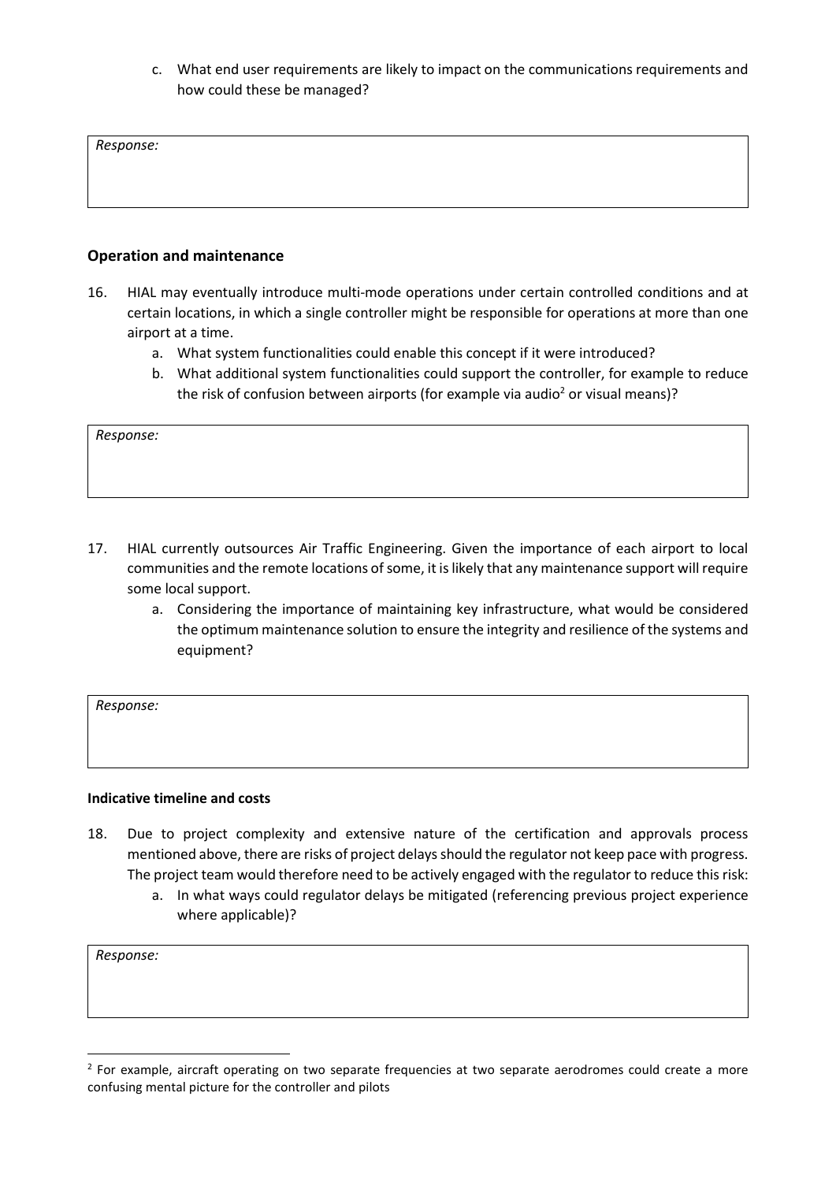c. What end user requirements are likely to impact on the communications requirements and how could these be managed?

| *Response:* |
| --- |

### Operation and maintenance

16. HIAL may eventually introduce multi-mode operations under certain controlled conditions and at certain locations, in which a single controller might be responsible for operations at more than one airport at a time.
    a. What system functionalities could enable this concept if it were introduced?
    b. What additional system functionalities could support the controller, for example to reduce the risk of confusion between airports (for example via audio[2] or visual means)?

| *Response:* |
| --- |

17. HIAL currently outsources Air Traffic Engineering. Given the importance of each airport to local communities and the remote locations of some, it is likely that any maintenance support will require some local support.
    a. Considering the importance of maintaining key infrastructure, what would be considered the optimum maintenance solution to ensure the integrity and resilience of the systems and equipment?

| *Response:* |
| --- |

#### Indicative timeline and costs

18. Due to project complexity and extensive nature of the certification and approvals process mentioned above, there are risks of project delays should the regulator not keep pace with progress. The project team would therefore need to be actively engaged with the regulator to reduce this risk:
    a. In what ways could regulator delays be mitigated (referencing previous project experience where applicable)?

| *Response:* |
| --- |

[2] For example, aircraft operating on two separate frequencies at two separate aerodromes could create a more confusing mental picture for the controller and pilots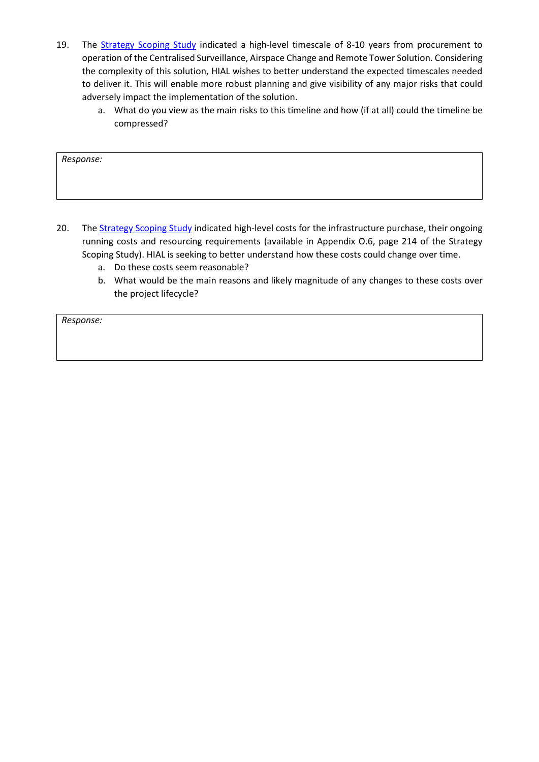19. The [Strategy Scoping Study]() indicated a high-level timescale of 8-10 years from procurement to operation of the Centralised Surveillance, Airspace Change and Remote Tower Solution. Considering the complexity of this solution, HIAL wishes to better understand the expected timescales needed to deliver it. This will enable more robust planning and give visibility of any major risks that could adversely impact the implementation of the solution.
    a. What do you view as the main risks to this timeline and how (if at all) could the timeline be compressed?

| *Response:* |
|---|
| |

20. The [Strategy Scoping Study]() indicated high-level costs for the infrastructure purchase, their ongoing running costs and resourcing requirements (available in Appendix O.6, page 214 of the Strategy Scoping Study). HIAL is seeking to better understand how these costs could change over time.
    a. Do these costs seem reasonable?
    b. What would be the main reasons and likely magnitude of any changes to these costs over the project lifecycle?

| *Response:* |
|---|
| |